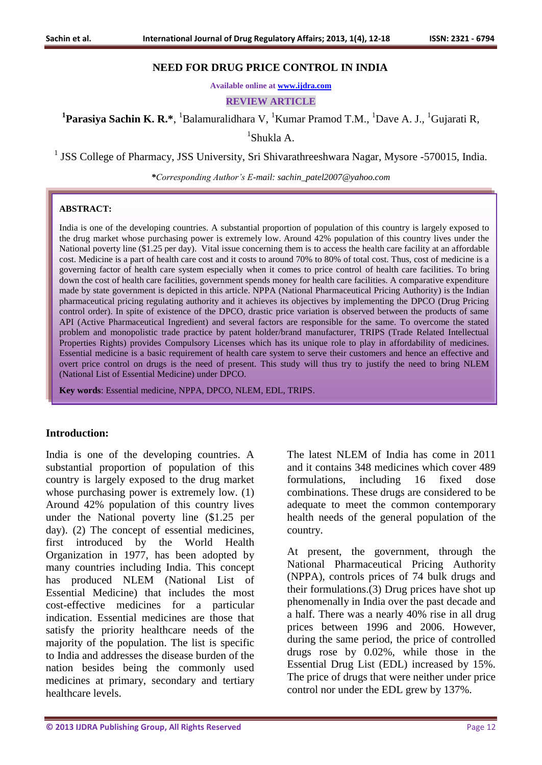# NEED FOR DRUG PRICE CONTROL IN INDIA

Available online at www.ijdra.com

REVIEW ARTICLE

**[1]Parasiya Sachin K. R.\***, [1]Balamuralidhara V, [1]Kumar Pramod T.M., [1]Dave A. J., [1]Gujarati R, [1]Shukla A.

[1] JSS College of Pharmacy, JSS University, Sri Shivarathreeshwara Nagar, Mysore -570015, India.

*\*Corresponding Author's E-mail: sachin_patel2007@yahoo.com*

**ABSTRACT:**

India is one of the developing countries. A substantial proportion of population of this country is largely exposed to the drug market whose purchasing power is extremely low. Around 42% population of this country lives under the National poverty line ($1.25 per day). Vital issue concerning them is to access the health care facility at an affordable cost. Medicine is a part of health care cost and it costs to around 70% to 80% of total cost. Thus, cost of medicine is a governing factor of health care system especially when it comes to price control of health care facilities. To bring down the cost of health care facilities, government spends money for health care facilities. A comparative expenditure made by state government is depicted in this article. NPPA (National Pharmaceutical Pricing Authority) is the Indian pharmaceutical pricing regulating authority and it achieves its objectives by implementing the DPCO (Drug Pricing control order). In spite of existence of the DPCO, drastic price variation is observed between the products of same API (Active Pharmaceutical Ingredient) and several factors are responsible for the same. To overcome the stated problem and monopolistic trade practice by patent holder/brand manufacturer, TRIPS (Trade Related Intellectual Properties Rights) provides Compulsory Licenses which has its unique role to play in affordability of medicines. Essential medicine is a basic requirement of health care system to serve their customers and hence an effective and overt price control on drugs is the need of present. This study will thus try to justify the need to bring NLEM (National List of Essential Medicine) under DPCO.

**Key words**: Essential medicine, NPPA, DPCO, NLEM, EDL, TRIPS.

## Introduction:

India is one of the developing countries. A substantial proportion of population of this country is largely exposed to the drug market whose purchasing power is extremely low. (1) Around 42% population of this country lives under the National poverty line ($1.25 per day). (2) The concept of essential medicines, first introduced by the World Health Organization in 1977, has been adopted by many countries including India. This concept has produced NLEM (National List of Essential Medicine) that includes the most cost-effective medicines for a particular indication. Essential medicines are those that satisfy the priority healthcare needs of the majority of the population. The list is specific to India and addresses the disease burden of the nation besides being the commonly used medicines at primary, secondary and tertiary healthcare levels.

The latest NLEM of India has come in 2011 and it contains 348 medicines which cover 489 formulations, including 16 fixed dose combinations. These drugs are considered to be adequate to meet the common contemporary health needs of the general population of the country.

At present, the government, through the National Pharmaceutical Pricing Authority (NPPA), controls prices of 74 bulk drugs and their formulations.(3) Drug prices have shot up phenomenally in India over the past decade and a half. There was a nearly 40% rise in all drug prices between 1996 and 2006. However, during the same period, the price of controlled drugs rose by 0.02%, while those in the Essential Drug List (EDL) increased by 15%. The price of drugs that were neither under price control nor under the EDL grew by 137%.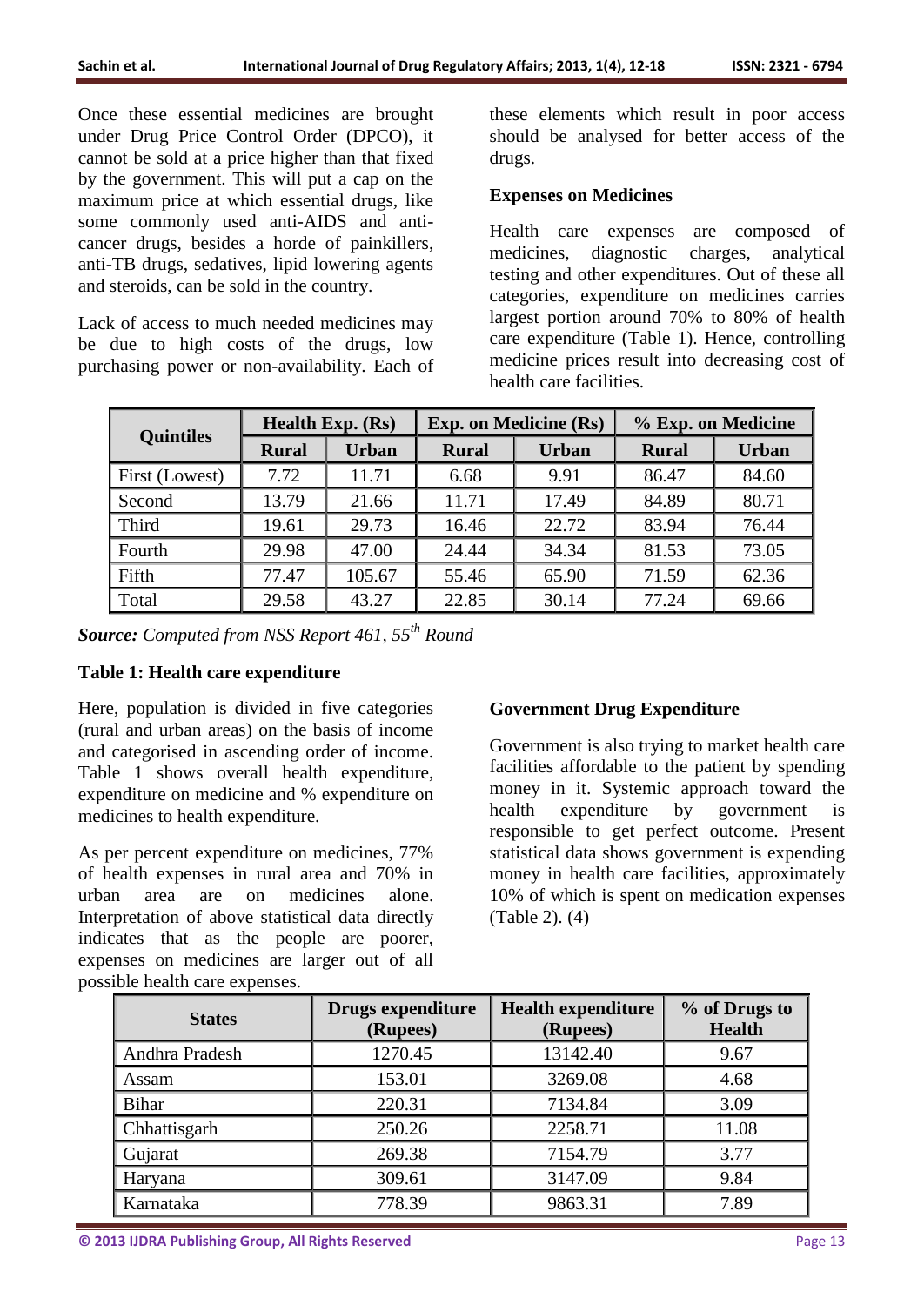Once these essential medicines are brought under Drug Price Control Order (DPCO), it cannot be sold at a price higher than that fixed by the government. This will put a cap on the maximum price at which essential drugs, like some commonly used anti-AIDS and anti-cancer drugs, besides a horde of painkillers, anti-TB drugs, sedatives, lipid lowering agents and steroids, can be sold in the country.

Lack of access to much needed medicines may be due to high costs of the drugs, low purchasing power or non-availability. Each of these elements which result in poor access should be analysed for better access of the drugs.

**Expenses on Medicines**

Health care expenses are composed of medicines, diagnostic charges, analytical testing and other expenditures. Out of these all categories, expenditure on medicines carries largest portion around 70% to 80% of health care expenditure (Table 1). Hence, controlling medicine prices result into decreasing cost of health care facilities.

| Quintiles | Health Exp. (Rs) | | Exp. on Medicine (Rs) | | % Exp. on Medicine | |
|---|---|---|---|---|---|---|
| | Rural | Urban | Rural | Urban | Rural | Urban |
| First (Lowest) | 7.72 | 11.71 | 6.68 | 9.91 | 86.47 | 84.60 |
| Second | 13.79 | 21.66 | 11.71 | 17.49 | 84.89 | 80.71 |
| Third | 19.61 | 29.73 | 16.46 | 22.72 | 83.94 | 76.44 |
| Fourth | 29.98 | 47.00 | 24.44 | 34.34 | 81.53 | 73.05 |
| Fifth | 77.47 | 105.67 | 55.46 | 65.90 | 71.59 | 62.36 |
| Total | 29.58 | 43.27 | 22.85 | 30.14 | 77.24 | 69.66 |

***Source:*** *Computed from NSS Report 461, 55th Round*

**Table 1: Health care expenditure**

Here, population is divided in five categories (rural and urban areas) on the basis of income and categorised in ascending order of income. Table 1 shows overall health expenditure, expenditure on medicine and % expenditure on medicines to health expenditure.

As per percent expenditure on medicines, 77% of health expenses in rural area and 70% in urban area are on medicines alone. Interpretation of above statistical data directly indicates that as the people are poorer, expenses on medicines are larger out of all possible health care expenses.

**Government Drug Expenditure**

Government is also trying to market health care facilities affordable to the patient by spending money in it. Systemic approach toward the health expenditure by government is responsible to get perfect outcome. Present statistical data shows government is expending money in health care facilities, approximately 10% of which is spent on medication expenses (Table 2). (4)

| States | Drugs expenditure (Rupees) | Health expenditure (Rupees) | % of Drugs to Health |
|---|---|---|---|
| Andhra Pradesh | 1270.45 | 13142.40 | 9.67 |
| Assam | 153.01 | 3269.08 | 4.68 |
| Bihar | 220.31 | 7134.84 | 3.09 |
| Chhattisgarh | 250.26 | 2258.71 | 11.08 |
| Gujarat | 269.38 | 7154.79 | 3.77 |
| Haryana | 309.61 | 3147.09 | 9.84 |
| Karnataka | 778.39 | 9863.31 | 7.89 |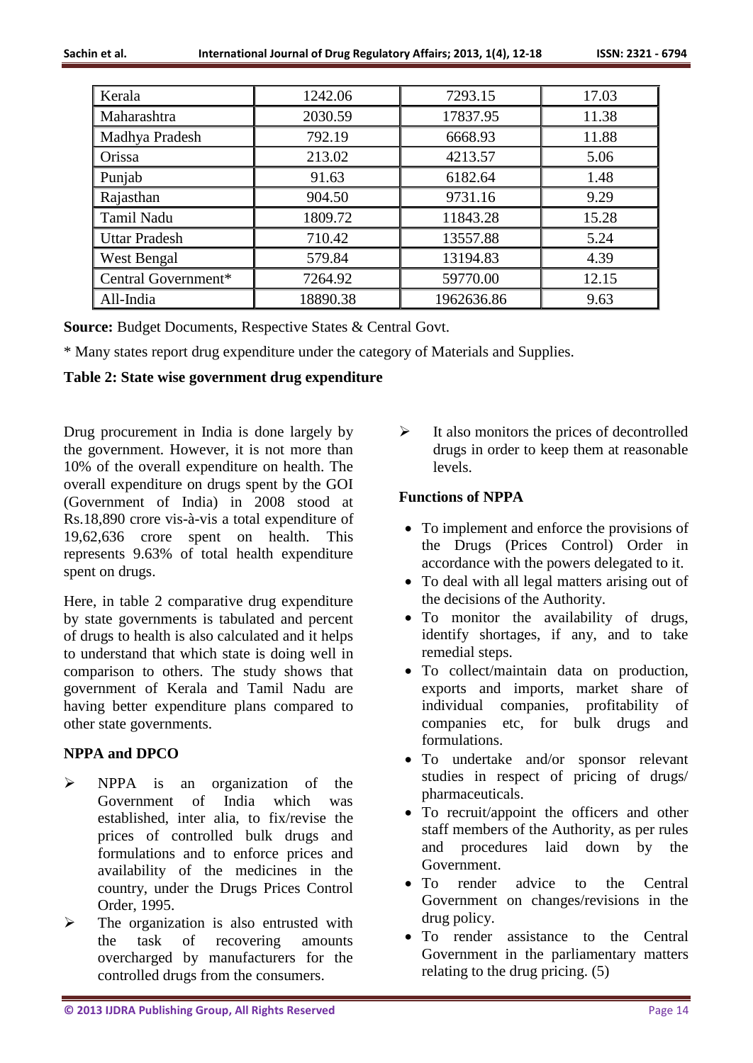| Kerala | 1242.06 | 7293.15 | 17.03 |
|---|---|---|---|
| Maharashtra | 2030.59 | 17837.95 | 11.38 |
| Madhya Pradesh | 792.19 | 6668.93 | 11.88 |
| Orissa | 213.02 | 4213.57 | 5.06 |
| Punjab | 91.63 | 6182.64 | 1.48 |
| Rajasthan | 904.50 | 9731.16 | 9.29 |
| Tamil Nadu | 1809.72 | 11843.28 | 15.28 |
| Uttar Pradesh | 710.42 | 13557.88 | 5.24 |
| West Bengal | 579.84 | 13194.83 | 4.39 |
| Central Government* | 7264.92 | 59770.00 | 12.15 |
| All-India | 18890.38 | 1962636.86 | 9.63 |

**Source:** Budget Documents, Respective States & Central Govt.

* Many states report drug expenditure under the category of Materials and Supplies.

**Table 2: State wise government drug expenditure**

Drug procurement in India is done largely by the government. However, it is not more than 10% of the overall expenditure on health. The overall expenditure on drugs spent by the GOI (Government of India) in 2008 stood at Rs.18,890 crore vis-à-vis a total expenditure of 19,62,636 crore spent on health. This represents 9.63% of total health expenditure spent on drugs.

Here, in table 2 comparative drug expenditure by state governments is tabulated and percent of drugs to health is also calculated and it helps to understand that which state is doing well in comparison to others. The study shows that government of Kerala and Tamil Nadu are having better expenditure plans compared to other state governments.

### NPPA and DPCO

- NPPA is an organization of the Government of India which was established, inter alia, to fix/revise the prices of controlled bulk drugs and formulations and to enforce prices and availability of the medicines in the country, under the Drugs Prices Control Order, 1995.
- The organization is also entrusted with the task of recovering amounts overcharged by manufacturers for the controlled drugs from the consumers.
- It also monitors the prices of decontrolled drugs in order to keep them at reasonable levels.

### Functions of NPPA

- To implement and enforce the provisions of the Drugs (Prices Control) Order in accordance with the powers delegated to it.
- To deal with all legal matters arising out of the decisions of the Authority.
- To monitor the availability of drugs, identify shortages, if any, and to take remedial steps.
- To collect/maintain data on production, exports and imports, market share of individual companies, profitability of companies etc, for bulk drugs and formulations.
- To undertake and/or sponsor relevant studies in respect of pricing of drugs/ pharmaceuticals.
- To recruit/appoint the officers and other staff members of the Authority, as per rules and procedures laid down by the Government.
- To render advice to the Central Government on changes/revisions in the drug policy.
- To render assistance to the Central Government in the parliamentary matters relating to the drug pricing. (5)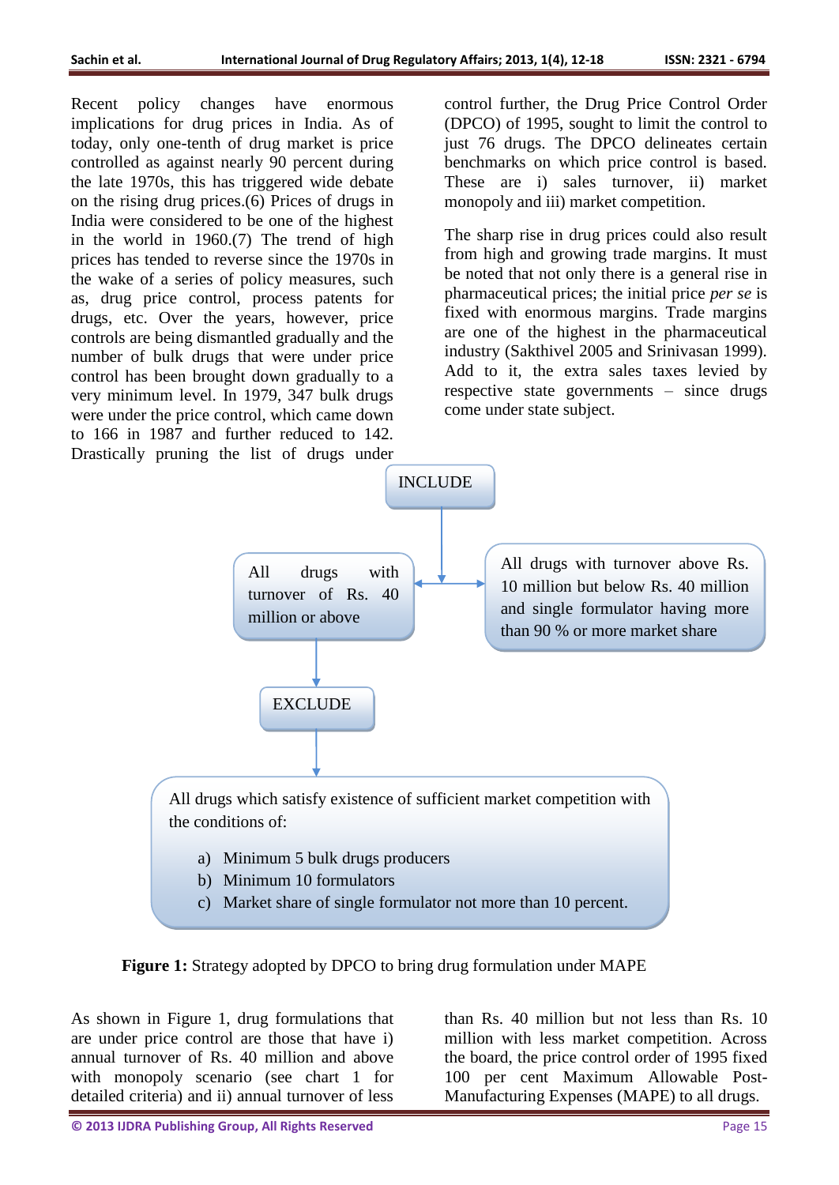Recent policy changes have enormous implications for drug prices in India. As of today, only one-tenth of drug market is price controlled as against nearly 90 percent during the late 1970s, this has triggered wide debate on the rising drug prices.(6) Prices of drugs in India were considered to be one of the highest in the world in 1960.(7) The trend of high prices has tended to reverse since the 1970s in the wake of a series of policy measures, such as, drug price control, process patents for drugs, etc. Over the years, however, price controls are being dismantled gradually and the number of bulk drugs that were under price control has been brought down gradually to a very minimum level. In 1979, 347 bulk drugs were under the price control, which came down to 166 in 1987 and further reduced to 142. Drastically pruning the list of drugs under control further, the Drug Price Control Order (DPCO) of 1995, sought to limit the control to just 76 drugs. The DPCO delineates certain benchmarks on which price control is based. These are i) sales turnover, ii) market monopoly and iii) market competition.

The sharp rise in drug prices could also result from high and growing trade margins. It must be noted that not only there is a general rise in pharmaceutical prices; the initial price *per se* is fixed with enormous margins. Trade margins are one of the highest in the pharmaceutical industry (Sakthivel 2005 and Srinivasan 1999). Add to it, the extra sales taxes levied by respective state governments – since drugs come under state subject.

INCLUDE

- All drugs with turnover of Rs. 40 million or above
- All drugs with turnover above Rs. 10 million but below Rs. 40 million and single formulator having more than 90 % or more market share

EXCLUDE

All drugs which satisfy existence of sufficient market competition with the conditions of:

a) Minimum 5 bulk drugs producers
b) Minimum 10 formulators
c) Market share of single formulator not more than 10 percent.

**Figure 1:** Strategy adopted by DPCO to bring drug formulation under MAPE

As shown in Figure 1, drug formulations that are under price control are those that have i) annual turnover of Rs. 40 million and above with monopoly scenario (see chart 1 for detailed criteria) and ii) annual turnover of less than Rs. 40 million but not less than Rs. 10 million with less market competition. Across the board, the price control order of 1995 fixed 100 per cent Maximum Allowable Post-Manufacturing Expenses (MAPE) to all drugs.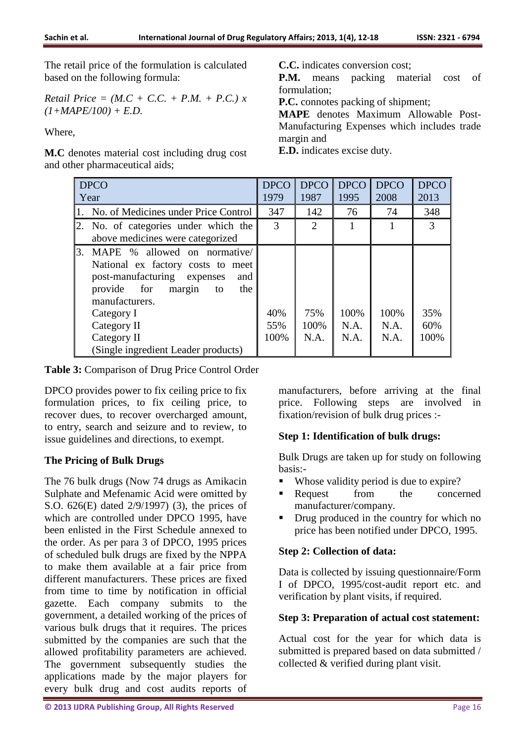The retail price of the formulation is calculated based on the following formula:

*Retail Price = (M.C + C.C. + P.M. + P.C.) x (1+MAPE/100) + E.D.*

Where,

**M.C** denotes material cost including drug cost and other pharmaceutical aids;

**C.C.** indicates conversion cost;

**P.M.** means packing material cost of formulation;

**P.C.** connotes packing of shipment;

**MAPE** denotes Maximum Allowable Post-Manufacturing Expenses which includes trade margin and

**E.D.** indicates excise duty.

| DPCO Year | DPCO 1979 | DPCO 1987 | DPCO 1995 | DPCO 2008 | DPCO 2013 |
|---|---|---|---|---|---|
| 1. No. of Medicines under Price Control | 347 | 142 | 76 | 74 | 348 |
| 2. No. of categories under which the above medicines were categorized | 3 | 2 | 1 | 1 | 3 |
| 3. MAPE % allowed on normative/ National ex factory costs to meet post-manufacturing expenses and provide for margin to the manufacturers. | | | | | |
| Category I | 40% | 75% | 100% | 100% | 35% |
| Category II | 55% | 100% | N.A. | N.A. | 60% |
| Category II (Single ingredient Leader products) | 100% | N.A. | N.A. | N.A. | 100% |

**Table 3:** Comparison of Drug Price Control Order

DPCO provides power to fix ceiling price to fix formulation prices, to fix ceiling price, to recover dues, to recover overcharged amount, to entry, search and seizure and to review, to issue guidelines and directions, to exempt.

## The Pricing of Bulk Drugs

The 76 bulk drugs (Now 74 drugs as Amikacin Sulphate and Mefenamic Acid were omitted by S.O. 626(E) dated 2/9/1997) (3), the prices of which are controlled under DPCO 1995, have been enlisted in the First Schedule annexed to the order. As per para 3 of DPCO, 1995 prices of scheduled bulk drugs are fixed by the NPPA to make them available at a fair price from different manufacturers. These prices are fixed from time to time by notification in official gazette. Each company submits to the government, a detailed working of the prices of various bulk drugs that it requires. The prices submitted by the companies are such that the allowed profitability parameters are achieved. The government subsequently studies the applications made by the major players for every bulk drug and cost audits reports of manufacturers, before arriving at the final price. Following steps are involved in fixation/revision of bulk drug prices :-

### Step 1: Identification of bulk drugs:

Bulk Drugs are taken up for study on following basis:-

- Whose validity period is due to expire?
- Request from the concerned manufacturer/company.
- Drug produced in the country for which no price has been notified under DPCO, 1995.

### Step 2: Collection of data:

Data is collected by issuing questionnaire/Form I of DPCO, 1995/cost-audit report etc. and verification by plant visits, if required.

### Step 3: Preparation of actual cost statement:

Actual cost for the year for which data is submitted is prepared based on data submitted / collected & verified during plant visit.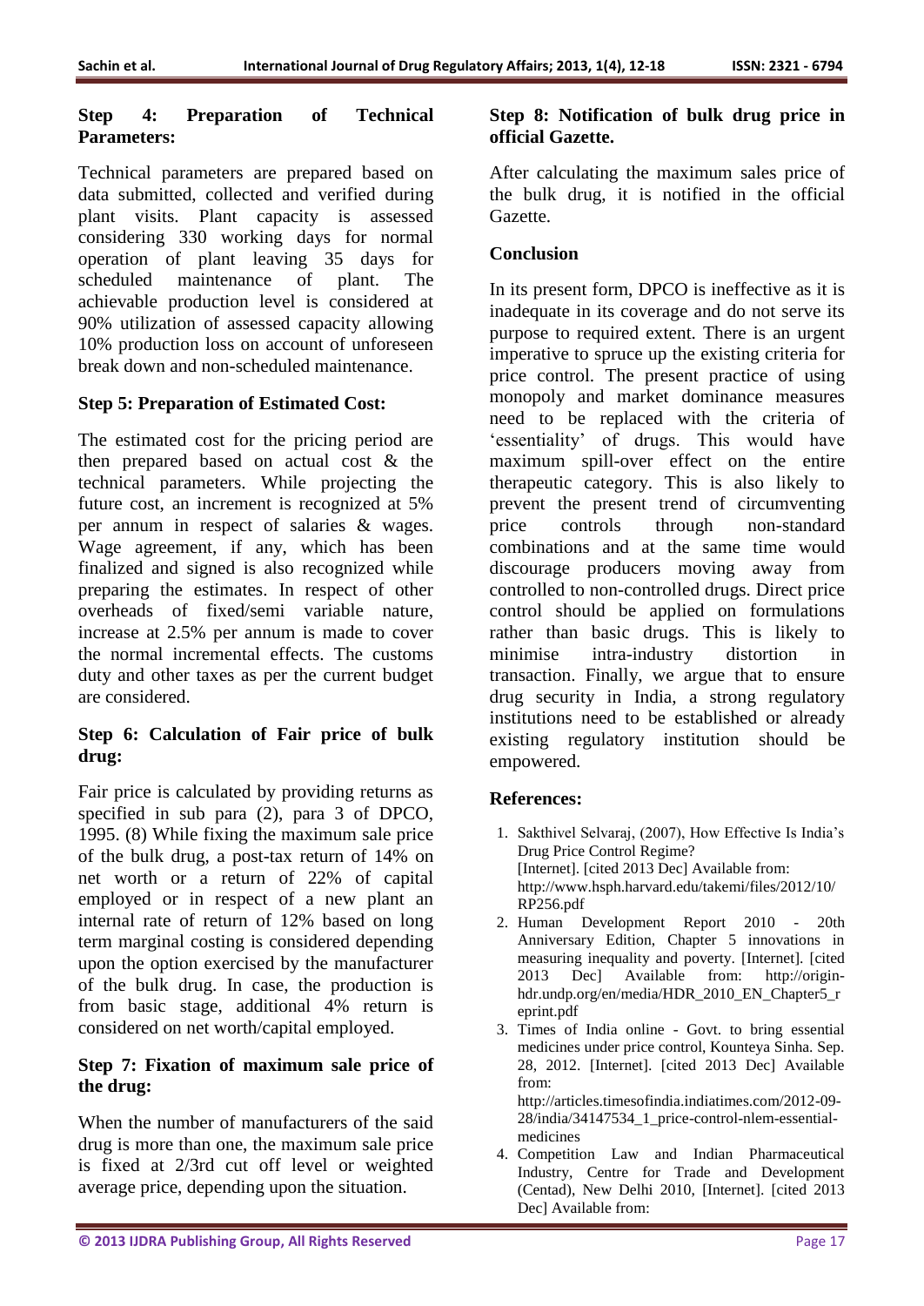**Step 4: Preparation of Technical Parameters:**

Technical parameters are prepared based on data submitted, collected and verified during plant visits. Plant capacity is assessed considering 330 working days for normal operation of plant leaving 35 days for scheduled maintenance of plant. The achievable production level is considered at 90% utilization of assessed capacity allowing 10% production loss on account of unforeseen break down and non-scheduled maintenance.

**Step 5: Preparation of Estimated Cost:**

The estimated cost for the pricing period are then prepared based on actual cost & the technical parameters. While projecting the future cost, an increment is recognized at 5% per annum in respect of salaries & wages. Wage agreement, if any, which has been finalized and signed is also recognized while preparing the estimates. In respect of other overheads of fixed/semi variable nature, increase at 2.5% per annum is made to cover the normal incremental effects. The customs duty and other taxes as per the current budget are considered.

**Step 6: Calculation of Fair price of bulk drug:**

Fair price is calculated by providing returns as specified in sub para (2), para 3 of DPCO, 1995. (8) While fixing the maximum sale price of the bulk drug, a post-tax return of 14% on net worth or a return of 22% of capital employed or in respect of a new plant an internal rate of return of 12% based on long term marginal costing is considered depending upon the option exercised by the manufacturer of the bulk drug. In case, the production is from basic stage, additional 4% return is considered on net worth/capital employed.

**Step 7: Fixation of maximum sale price of the drug:**

When the number of manufacturers of the said drug is more than one, the maximum sale price is fixed at 2/3rd cut off level or weighted average price, depending upon the situation.

**Step 8: Notification of bulk drug price in official Gazette.**

After calculating the maximum sales price of the bulk drug, it is notified in the official Gazette.

## Conclusion

In its present form, DPCO is ineffective as it is inadequate in its coverage and do not serve its purpose to required extent. There is an urgent imperative to spruce up the existing criteria for price control. The present practice of using monopoly and market dominance measures need to be replaced with the criteria of 'essentiality' of drugs. This would have maximum spill-over effect on the entire therapeutic category. This is also likely to prevent the present trend of circumventing price controls through non-standard combinations and at the same time would discourage producers moving away from controlled to non-controlled drugs. Direct price control should be applied on formulations rather than basic drugs. This is likely to minimise intra-industry distortion in transaction. Finally, we argue that to ensure drug security in India, a strong regulatory institutions need to be established or already existing regulatory institution should be empowered.

## References:

1. Sakthivel Selvaraj, (2007), How Effective Is India's Drug Price Control Regime? [Internet]. [cited 2013 Dec] Available from: http://www.hsph.harvard.edu/takemi/files/2012/10/RP256.pdf
2. Human Development Report 2010 - 20th Anniversary Edition, Chapter 5 innovations in measuring inequality and poverty. [Internet]. [cited 2013 Dec] Available from: http://origin-hdr.undp.org/en/media/HDR_2010_EN_Chapter5_reprint.pdf
3. Times of India online - Govt. to bring essential medicines under price control, Kounteya Sinha. Sep. 28, 2012. [Internet]. [cited 2013 Dec] Available from: http://articles.timesofindia.indiatimes.com/2012-09-28/india/34147534_1_price-control-nlem-essential-medicines
4. Competition Law and Indian Pharmaceutical Industry, Centre for Trade and Development (Centad), New Delhi 2010, [Internet]. [cited 2013 Dec] Available from: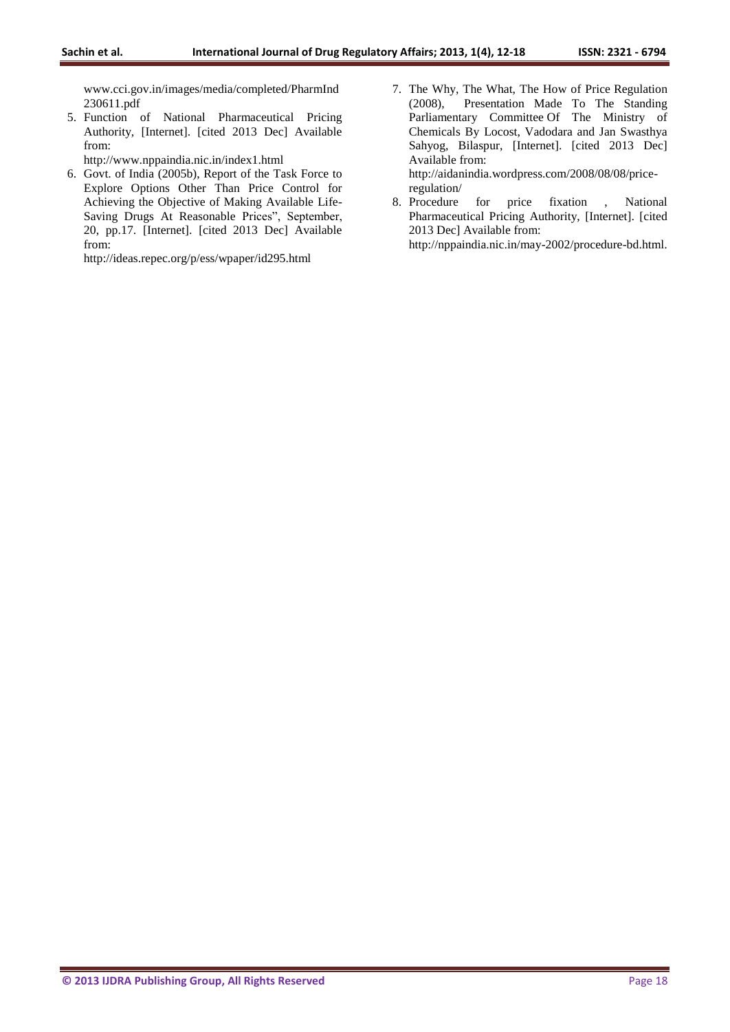www.cci.gov.in/images/media/completed/PharmInd230611.pdf

5. Function of National Pharmaceutical Pricing Authority, [Internet]. [cited 2013 Dec] Available from: http://www.nppaindia.nic.in/index1.html
6. Govt. of India (2005b), Report of the Task Force to Explore Options Other Than Price Control for Achieving the Objective of Making Available Life-Saving Drugs At Reasonable Prices", September, 20, pp.17. [Internet]. [cited 2013 Dec] Available from: http://ideas.repec.org/p/ess/wpaper/id295.html
7. The Why, The What, The How of Price Regulation (2008), Presentation Made To The Standing Parliamentary Committee Of The Ministry of Chemicals By Locost, Vadodara and Jan Swasthya Sahyog, Bilaspur, [Internet]. [cited 2013 Dec] Available from: http://aidanindia.wordpress.com/2008/08/08/price-regulation/
8. Procedure for price fixation , National Pharmaceutical Pricing Authority, [Internet]. [cited 2013 Dec] Available from: http://nppaindia.nic.in/may-2002/procedure-bd.html.